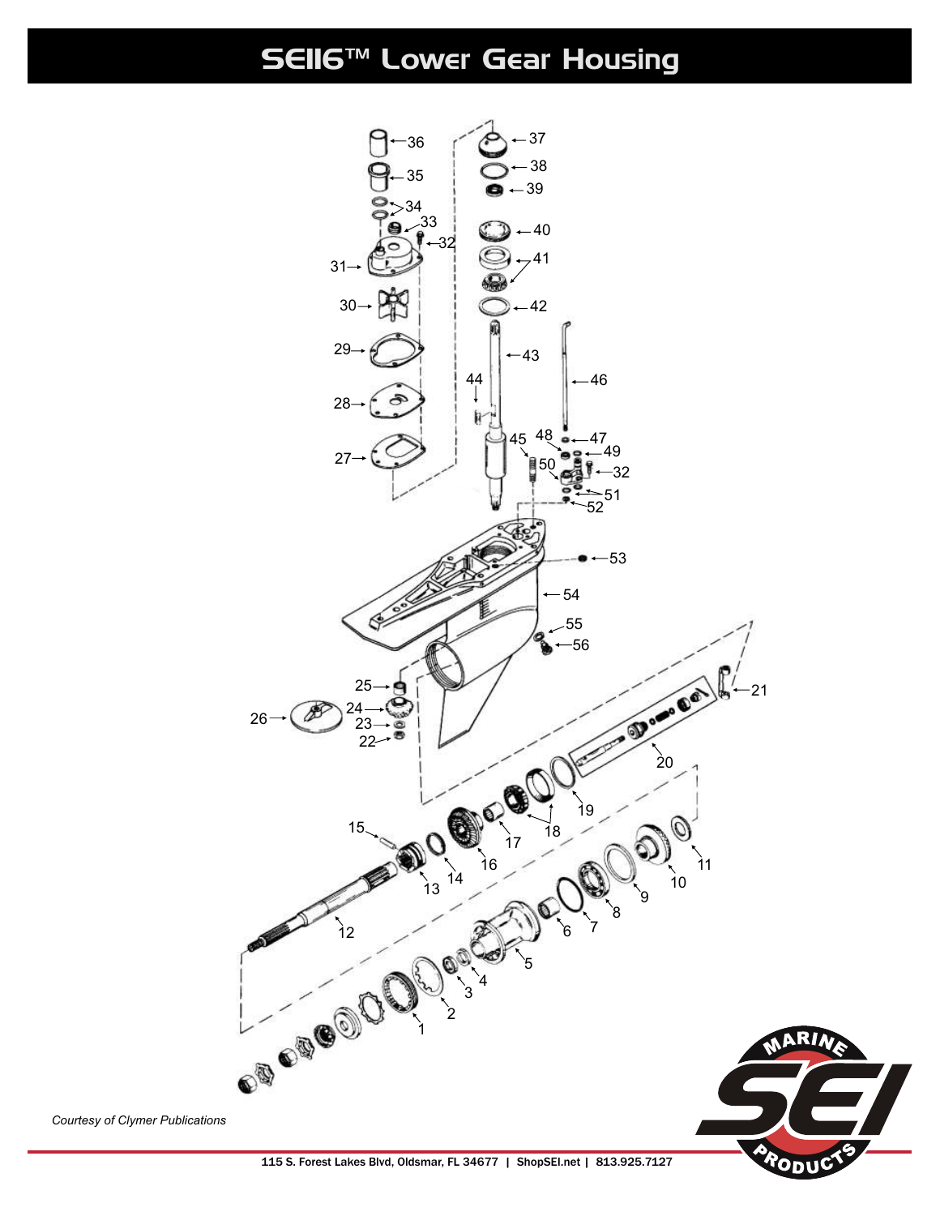# SEI16™ Lower Gear Housing

*Courtesy of Clymer Publications*

115 S. Forest Lakes Blvd, Oldsmar, FL 34677 | ShopSEI.net | 813.925.7127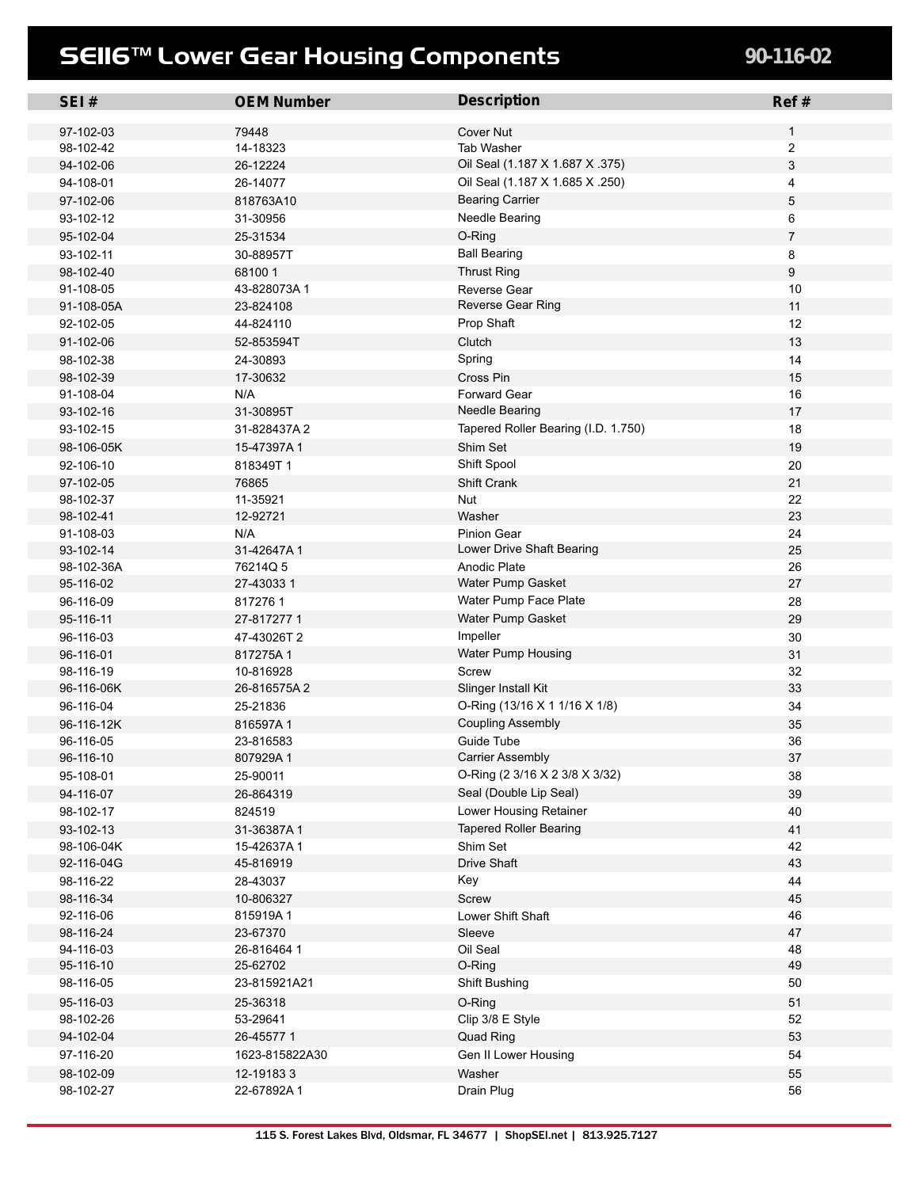# SEI16™ Lower Gear Housing Components

90-116-02

| SEI # | OEM Number | Description | Ref # |
|---|---|---|---|
| 97-102-03 | 79448 | Cover Nut | 1 |
| 98-102-42 | 14-18323 | Tab Washer | 2 |
| 94-102-06 | 26-12224 | Oil Seal (1.187 X 1.687 X .375) | 3 |
| 94-108-01 | 26-14077 | Oil Seal (1.187 X 1.685 X .250) | 4 |
| 97-102-06 | 818763A10 | Bearing Carrier | 5 |
| 93-102-12 | 31-30956 | Needle Bearing | 6 |
| 95-102-04 | 25-31534 | O-Ring | 7 |
| 93-102-11 | 30-88957T | Ball Bearing | 8 |
| 98-102-40 | 68100 1 | Thrust Ring | 9 |
| 91-108-05 | 43-828073A 1 | Reverse Gear | 10 |
| 91-108-05A | 23-824108 | Reverse Gear Ring | 11 |
| 92-102-05 | 44-824110 | Prop Shaft | 12 |
| 91-102-06 | 52-853594T | Clutch | 13 |
| 98-102-38 | 24-30893 | Spring | 14 |
| 98-102-39 | 17-30632 | Cross Pin | 15 |
| 91-108-04 | N/A | Forward Gear | 16 |
| 93-102-16 | 31-30895T | Needle Bearing | 17 |
| 93-102-15 | 31-828437A 2 | Tapered Roller Bearing (I.D. 1.750) | 18 |
| 98-106-05K | 15-47397A 1 | Shim Set | 19 |
| 92-106-10 | 818349T 1 | Shift Spool | 20 |
| 97-102-05 | 76865 | Shift Crank | 21 |
| 98-102-37 | 11-35921 | Nut | 22 |
| 98-102-41 | 12-92721 | Washer | 23 |
| 91-108-03 | N/A | Pinion Gear | 24 |
| 93-102-14 | 31-42647A 1 | Lower Drive Shaft Bearing | 25 |
| 98-102-36A | 76214Q 5 | Anodic Plate | 26 |
| 95-116-02 | 27-43033 1 | Water Pump Gasket | 27 |
| 96-116-09 | 817276 1 | Water Pump Face Plate | 28 |
| 95-116-11 | 27-817277 1 | Water Pump Gasket | 29 |
| 96-116-03 | 47-43026T 2 | Impeller | 30 |
| 96-116-01 | 817275A 1 | Water Pump Housing | 31 |
| 98-116-19 | 10-816928 | Screw | 32 |
| 96-116-06K | 26-816575A 2 | Slinger Install Kit | 33 |
| 96-116-04 | 25-21836 | O-Ring (13/16 X 1 1/16 X 1/8) | 34 |
| 96-116-12K | 816597A 1 | Coupling Assembly | 35 |
| 96-116-05 | 23-816583 | Guide Tube | 36 |
| 96-116-10 | 807929A 1 | Carrier Assembly | 37 |
| 95-108-01 | 25-90011 | O-Ring (2 3/16 X 2 3/8 X 3/32) | 38 |
| 94-116-07 | 26-864319 | Seal (Double Lip Seal) | 39 |
| 98-102-17 | 824519 | Lower Housing Retainer | 40 |
| 93-102-13 | 31-36387A 1 | Tapered Roller Bearing | 41 |
| 98-106-04K | 15-42637A 1 | Shim Set | 42 |
| 92-116-04G | 45-816919 | Drive Shaft | 43 |
| 98-116-22 | 28-43037 | Key | 44 |
| 98-116-34 | 10-806327 | Screw | 45 |
| 92-116-06 | 815919A 1 | Lower Shift Shaft | 46 |
| 98-116-24 | 23-67370 | Sleeve | 47 |
| 94-116-03 | 26-816464 1 | Oil Seal | 48 |
| 95-116-10 | 25-62702 | O-Ring | 49 |
| 98-116-05 | 23-815921A21 | Shift Bushing | 50 |
| 95-116-03 | 25-36318 | O-Ring | 51 |
| 98-102-26 | 53-29641 | Clip 3/8 E Style | 52 |
| 94-102-04 | 26-45577 1 | Quad Ring | 53 |
| 97-116-20 | 1623-815822A30 | Gen II Lower Housing | 54 |
| 98-102-09 | 12-19183 3 | Washer | 55 |
| 98-102-27 | 22-67892A 1 | Drain Plug | 56 |

115 S. Forest Lakes Blvd, Oldsmar, FL 34677 | ShopSEI.net | 813.925.7127